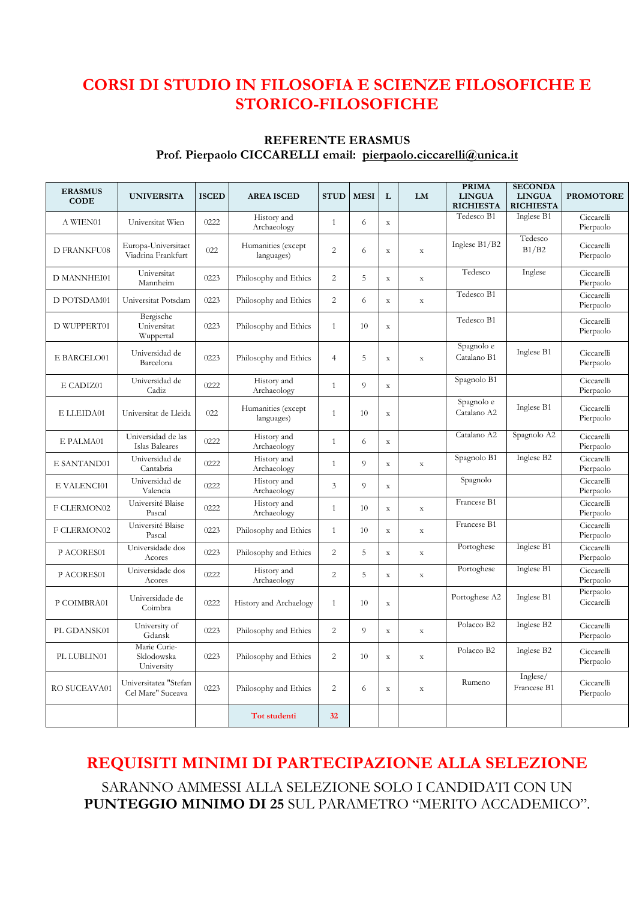# CORSI DI STUDIO IN FILOSOFIA E SCIENZE FILOSOFICHE E STORICO-FILOSOFICHE

**REFERENTE ERASMUS**
**Prof. Pierpaolo CICCARELLI email: pierpaolo.ciccarelli@unica.it**

| ERASMUS CODE | UNIVERSITA | ISCED | AREA ISCED | STUD | MESI | L | LM | PRIMA LINGUA RICHIESTA | SECONDA LINGUA RICHIESTA | PROMOTORE |
|---|---|---|---|---|---|---|---|---|---|---|
| A WIEN01 | Universitat Wien | 0222 | History and Archaeology | 1 | 6 | x | | Tedesco B1 | Inglese B1 | Ciccarelli Pierpaolo |
| D FRANKFU08 | Europa-Universitaet Viadrina Frankfurt | 022 | Humanities (except languages) | 2 | 6 | x | x | Inglese B1/B2 | Tedesco B1/B2 | Ciccarelli Pierpaolo |
| D MANNHEI01 | Universitat Mannheim | 0223 | Philosophy and Ethics | 2 | 5 | x | x | Tedesco | Inglese | Ciccarelli Pierpaolo |
| D POTSDAM01 | Universitat Potsdam | 0223 | Philosophy and Ethics | 2 | 6 | x | x | Tedesco B1 | | Ciccarelli Pierpaolo |
| D WUPPERT01 | Bergische Universitat Wuppertal | 0223 | Philosophy and Ethics | 1 | 10 | x | | Tedesco B1 | | Ciccarelli Pierpaolo |
| E BARCELO01 | Universidad de Barcelona | 0223 | Philosophy and Ethics | 4 | 5 | x | x | Spagnolo e Catalano B1 | Inglese B1 | Ciccarelli Pierpaolo |
| E CADIZ01 | Universidad de Cadiz | 0222 | History and Archaeology | 1 | 9 | x | | Spagnolo B1 | | Ciccarelli Pierpaolo |
| E LLEIDA01 | Universitat de Lleida | 022 | Humanities (except languages) | 1 | 10 | x | | Spagnolo e Catalano A2 | Inglese B1 | Ciccarelli Pierpaolo |
| E PALMA01 | Universidad de las Islas Baleares | 0222 | History and Archaeology | 1 | 6 | x | | Catalano A2 | Spagnolo A2 | Ciccarelli Pierpaolo |
| E SANTAND01 | Universidad de Cantabria | 0222 | History and Archaeology | 1 | 9 | x | x | Spagnolo B1 | Inglese B2 | Ciccarelli Pierpaolo |
| E VALENCI01 | Universidad de Valencia | 0222 | History and Archaeology | 3 | 9 | x | | Spagnolo | | Ciccarelli Pierpaolo |
| F CLERMON02 | Université Blaise Pascal | 0222 | History and Archaeology | 1 | 10 | x | x | Francese B1 | | Ciccarelli Pierpaolo |
| F CLERMON02 | Université Blaise Pascal | 0223 | Philosophy and Ethics | 1 | 10 | x | x | Francese B1 | | Ciccarelli Pierpaolo |
| P ACORES01 | Universidade dos Acores | 0223 | Philosophy and Ethics | 2 | 5 | x | x | Portoghese | Inglese B1 | Ciccarelli Pierpaolo |
| P ACORES01 | Universidade dos Acores | 0222 | History and Archaeology | 2 | 5 | x | x | Portoghese | Inglese B1 | Ciccarelli Pierpaolo |
| P COIMBRA01 | Universidade de Coimbra | 0222 | History and Archaelogy | 1 | 10 | x | | Portoghese A2 | Inglese B1 | Pierpaolo Ciccarelli |
| PL GDANSK01 | University of Gdansk | 0223 | Philosophy and Ethics | 2 | 9 | x | x | Polacco B2 | Inglese B2 | Ciccarelli Pierpaolo |
| PL LUBLIN01 | Marie Curie-Sklodowska University | 0223 | Philosophy and Ethics | 2 | 10 | x | x | Polacco B2 | Inglese B2 | Ciccarelli Pierpaolo |
| RO SUCEAVA01 | Universitatea "Stefan Cel Mare" Suceava | 0223 | Philosophy and Ethics | 2 | 6 | x | x | Rumeno | Inglese/ Francese B1 | Ciccarelli Pierpaolo |
| | | | Tot studenti | 32 | | | | | | |

# REQUISITI MINIMI DI PARTECIPAZIONE ALLA SELEZIONE

SARANNO AMMESSI ALLA SELEZIONE SOLO I CANDIDATI CON UN **PUNTEGGIO MINIMO DI 25** SUL PARAMETRO "MERITO ACCADEMICO".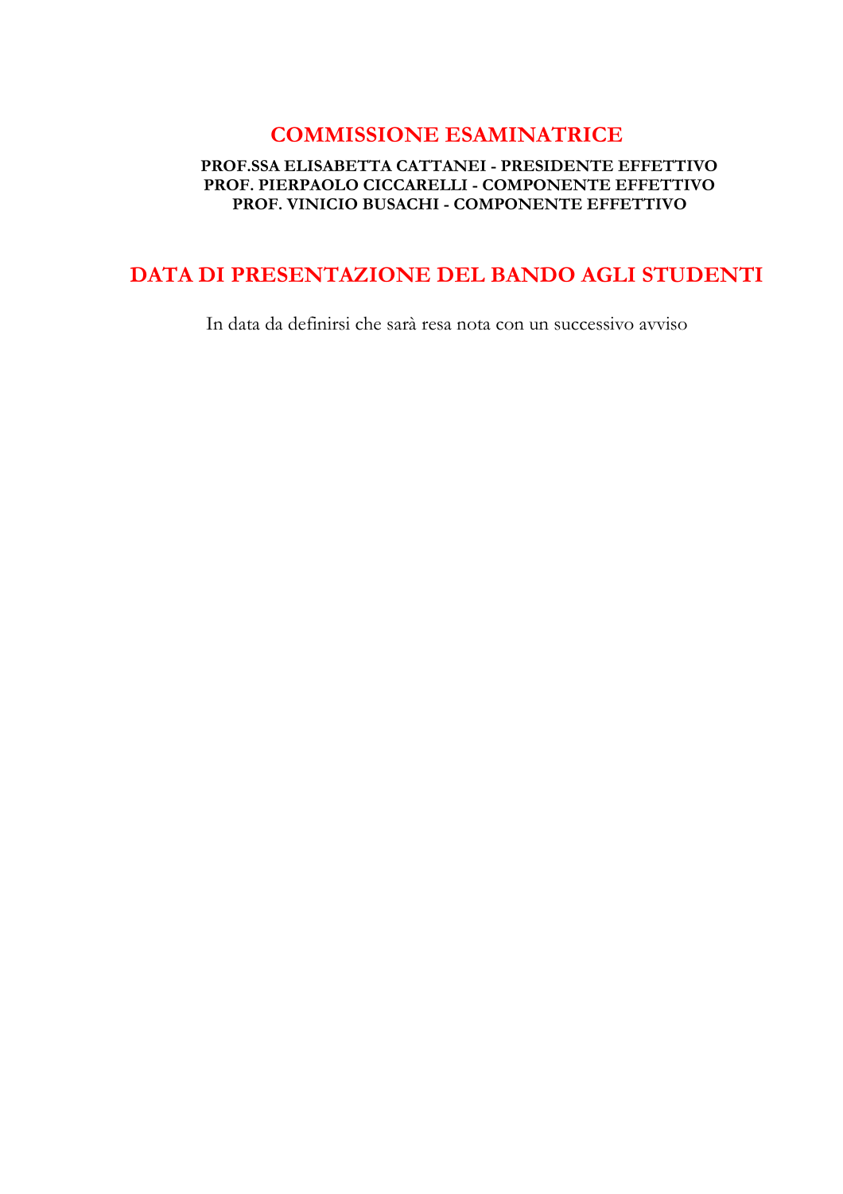## COMMISSIONE ESAMINATRICE

**PROF.SSA ELISABETTA CATTANEI - PRESIDENTE EFFETTIVO**
**PROF. PIERPAOLO CICCARELLI - COMPONENTE EFFETTIVO**
**PROF. VINICIO BUSACHI - COMPONENTE EFFETTIVO**

## DATA DI PRESENTAZIONE DEL BANDO AGLI STUDENTI

In data da definirsi che sarà resa nota con un successivo avviso